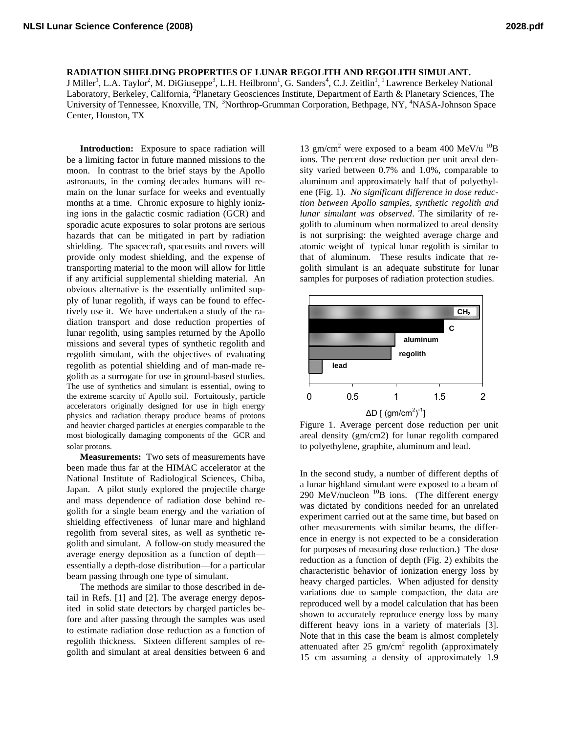# RADIATION SHIELDING PROPERTIES OF LUNAR REGOLITH AND REGOLITH SIMULANT.

J Miller[1], L.A. Taylor[2], M. DiGiuseppe[3], L.H. Heilbronn[1], G. Sanders[4], C.J. Zeitlin[1], [1] Lawrence Berkeley National Laboratory, Berkeley, California, [2]Planetary Geosciences Institute, Department of Earth & Planetary Sciences, The University of Tennessee, Knoxville, TN, [3]Northrop-Grumman Corporation, Bethpage, NY, [4]NASA-Johnson Space Center, Houston, TX

**Introduction:** Exposure to space radiation will be a limiting factor in future manned missions to the moon. In contrast to the brief stays by the Apollo astronauts, in the coming decades humans will remain on the lunar surface for weeks and eventually months at a time. Chronic exposure to highly ionizing ions in the galactic cosmic radiation (GCR) and sporadic acute exposures to solar protons are serious hazards that can be mitigated in part by radiation shielding. The spacecraft, spacesuits and rovers will provide only modest shielding, and the expense of transporting material to the moon will allow for little if any artificial supplemental shielding material. An obvious alternative is the essentially unlimited supply of lunar regolith, if ways can be found to effectively use it. We have undertaken a study of the radiation transport and dose reduction properties of lunar regolith, using samples returned by the Apollo missions and several types of synthetic regolith and regolith simulant, with the objectives of evaluating regolith as potential shielding and of man-made regolith as a surrogate for use in ground-based studies. The use of synthetics and simulant is essential, owing to the extreme scarcity of Apollo soil. Fortuitously, particle accelerators originally designed for use in high energy physics and radiation therapy produce beams of protons and heavier charged particles at energies comparable to the most biologically damaging components of the GCR and solar protons.

**Measurements:** Two sets of measurements have been made thus far at the HIMAC accelerator at the National Institute of Radiological Sciences, Chiba, Japan. A pilot study explored the projectile charge and mass dependence of radiation dose behind regolith for a single beam energy and the variation of shielding effectiveness of lunar mare and highland regolith from several sites, as well as synthetic regolith and simulant. A follow-on study measured the average energy deposition as a function of depth—essentially a depth-dose distribution—for a particular beam passing through one type of simulant.

The methods are similar to those described in detail in Refs. [1] and [2]. The average energy deposited in solid state detectors by charged particles before and after passing through the samples was used to estimate radiation dose reduction as a function of regolith thickness. Sixteen different samples of regolith and simulant at areal densities between 6 and 13 gm/cm$^2$ were exposed to a beam 400 MeV/u $^{10}$B ions. The percent dose reduction per unit areal density varied between 0.7% and 1.0%, comparable to aluminum and approximately half that of polyethylene (Fig. 1). *No significant difference in dose reduction between Apollo samples, synthetic regolith and lunar simulant was observed*. The similarity of regolith to aluminum when normalized to areal density is not surprising: the weighted average charge and atomic weight of typical lunar regolith is similar to that of aluminum. These results indicate that regolith simulant is an adequate substitute for lunar samples for purposes of radiation protection studies.

Figure 1. Average percent dose reduction per unit areal density (gm/cm2) for lunar regolith compared to polyethylene, graphite, aluminum and lead.

In the second study, a number of different depths of a lunar highland simulant were exposed to a beam of 290 MeV/nucleon $^{10}$B ions. (The different energy was dictated by conditions needed for an unrelated experiment carried out at the same time, but based on other measurements with similar beams, the difference in energy is not expected to be a consideration for purposes of measuring dose reduction.) The dose reduction as a function of depth (Fig. 2) exhibits the characteristic behavior of ionization energy loss by heavy charged particles. When adjusted for density variations due to sample compaction, the data are reproduced well by a model calculation that has been shown to accurately reproduce energy loss by many different heavy ions in a variety of materials [3]. Note that in this case the beam is almost completely attenuated after 25 gm/cm$^2$ regolith (approximately 15 cm assuming a density of approximately 1.9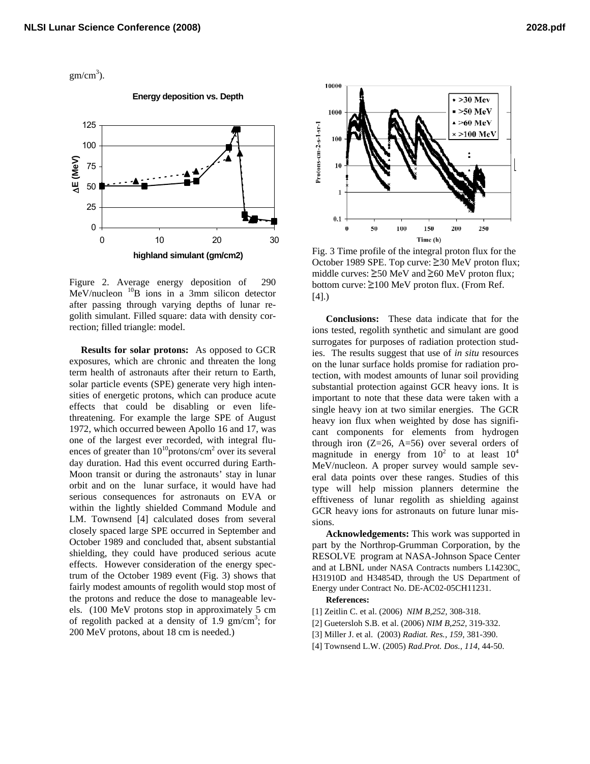gm/cm$^3$).

Energy deposition vs. Depth

125
100
75
50
25
0

$\Delta$E (MeV)

0 10 20 30

highland simulant (gm/cm2)

Figure 2. Average energy deposition of 290 MeV/nucleon $^{10}$B ions in a 3mm silicon detector after passing through varying depths of lunar regolith simulant. Filled square: data with density correction; filled triangle: model.

**Results for solar protons:** As opposed to GCR exposures, which are chronic and threaten the long term health of astronauts after their return to Earth, solar particle events (SPE) generate very high intensities of energetic protons, which can produce acute effects that could be disabling or even life-threatening. For example the large SPE of August 1972, which occurred beween Apollo 16 and 17, was one of the largest ever recorded, with integral fluences of greater than $10^{10}$protons/cm$^2$ over its several day duration. Had this event occurred during Earth-Moon transit or during the astronauts' stay in lunar orbit and on the lunar surface, it would have had serious consequences for astronauts on EVA or within the lightly shielded Command Module and LM. Townsend [4] calculated doses from several closely spaced large SPE occurred in September and October 1989 and concluded that, absent substantial shielding, they could have produced serious acute effects. However consideration of the energy spectrum of the October 1989 event (Fig. 3) shows that fairly modest amounts of regolith would stop most of the protons and reduce the dose to manageable levels. (100 MeV protons stop in approximately 5 cm of regolith packed at a density of 1.9 gm/cm$^3$; for 200 MeV protons, about 18 cm is needed.)

10000
1000
100
10
1
0.1

Protons-cm-2-s-1-sr-1

0 50 100 150 200 250

Time (h)

>30 Mev
>50 MeV
>60 MeV
>100 MeV

Fig. 3 Time profile of the integral proton flux for the October 1989 SPE. Top curve: ≥30 MeV proton flux; middle curves: ≥50 MeV and ≥60 MeV proton flux; bottom curve: ≥100 MeV proton flux. (From Ref. [4].)

**Conclusions:** These data indicate that for the ions tested, regolith synthetic and simulant are good surrogates for purposes of radiation protection studies. The results suggest that use of *in situ* resources on the lunar surface holds promise for radiation protection, with modest amounts of lunar soil providing substantial protection against GCR heavy ions. It is important to note that these data were taken with a single heavy ion at two similar energies. The GCR heavy ion flux when weighted by dose has significant components for elements from hydrogen through iron (Z=26, A=56) over several orders of magnitude in energy from $10^2$ to at least $10^4$ MeV/nucleon. A proper survey would sample several data points over these ranges. Studies of this type will help mission planners determine the efftiveness of lunar regolith as shielding against GCR heavy ions for astronauts on future lunar missions.

**Acknowledgements:** This work was supported in part by the Northrop-Grumman Corporation, by the RESOLVE program at NASA-Johnson Space Center and at LBNL under NASA Contracts numbers L14230C, H31910D and H34854D, through the US Department of Energy under Contract No. DE-AC02-05CH11231.

**References:**

[1] Zeitlin C. et al. (2006) *NIM B,252,* 308-318.
[2] Guetersloh S.B. et al. (2006) *NIM B,252,* 319-332.
[3] Miller J. et al. (2003) *Radiat. Res., 159,* 381-390.
[4] Townsend L.W. (2005) *Rad.Prot. Dos., 114,* 44-50.